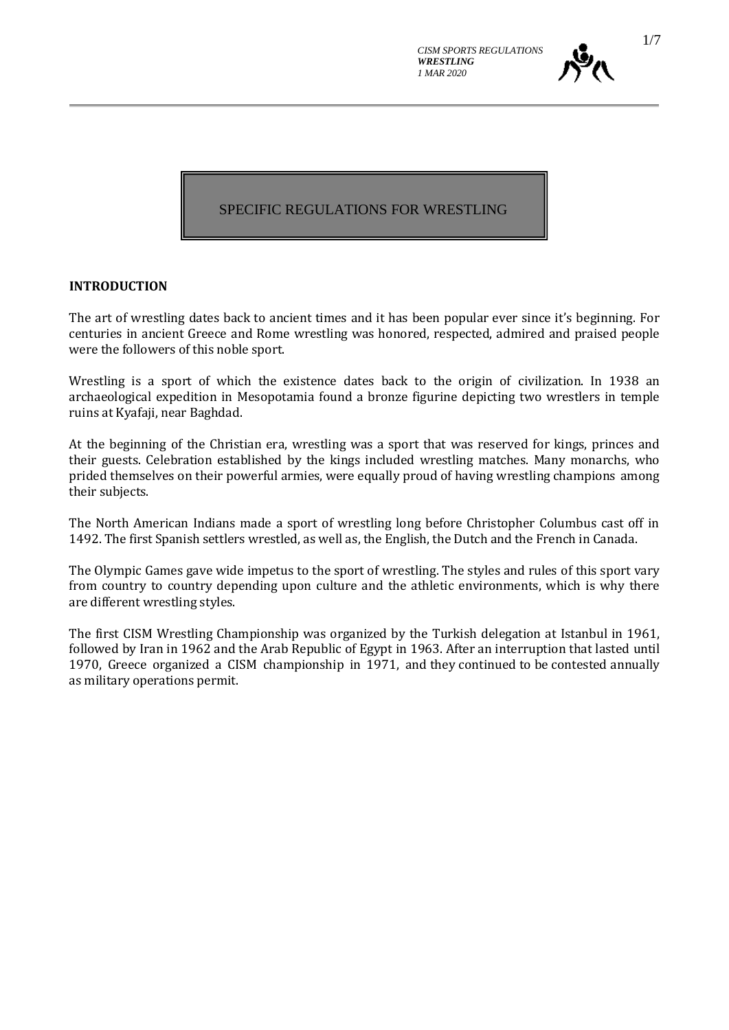# SPECIFIC REGULATIONS FOR WRESTLING

## INTRODUCTION

The art of wrestling dates back to ancient times and it has been popular ever since it's beginning. For centuries in ancient Greece and Rome wrestling was honored, respected, admired and praised people were the followers of this noble sport.

Wrestling is a sport of which the existence dates back to the origin of civilization. In 1938 an archaeological expedition in Mesopotamia found a bronze figurine depicting two wrestlers in temple ruins at Kyafaji, near Baghdad.

At the beginning of the Christian era, wrestling was a sport that was reserved for kings, princes and their guests. Celebration established by the kings included wrestling matches. Many monarchs, who prided themselves on their powerful armies, were equally proud of having wrestling champions among their subjects.

The North American Indians made a sport of wrestling long before Christopher Columbus cast off in 1492. The first Spanish settlers wrestled, as well as, the English, the Dutch and the French in Canada.

The Olympic Games gave wide impetus to the sport of wrestling. The styles and rules of this sport vary from country to country depending upon culture and the athletic environments, which is why there are different wrestling styles.

The first CISM Wrestling Championship was organized by the Turkish delegation at Istanbul in 1961, followed by Iran in 1962 and the Arab Republic of Egypt in 1963. After an interruption that lasted until 1970, Greece organized a CISM championship in 1971, and they continued to be contested annually as military operations permit.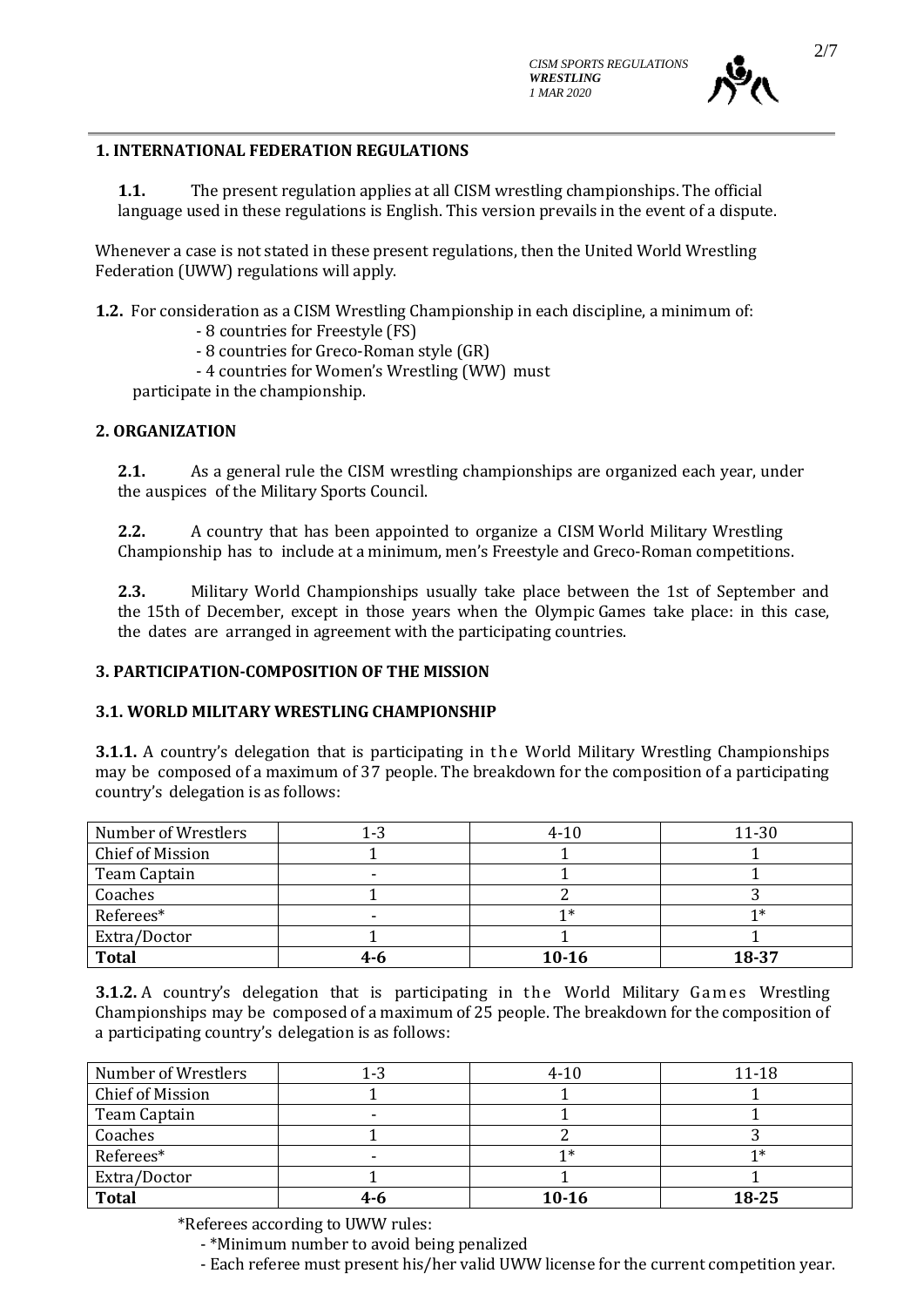## 1. INTERNATIONAL FEDERATION REGULATIONS

**1.1.** The present regulation applies at all CISM wrestling championships. The official language used in these regulations is English. This version prevails in the event of a dispute.

Whenever a case is not stated in these present regulations, then the United World Wrestling Federation (UWW) regulations will apply.

**1.2.** For consideration as a CISM Wrestling Championship in each discipline, a minimum of:

- 8 countries for Freestyle (FS)
- 8 countries for Greco-Roman style (GR)
- 4 countries for Women's Wrestling (WW) must

participate in the championship.

## 2. ORGANIZATION

**2.1.** As a general rule the CISM wrestling championships are organized each year, under the auspices of the Military Sports Council.

**2.2.** A country that has been appointed to organize a CISM World Military Wrestling Championship has to include at a minimum, men's Freestyle and Greco-Roman competitions.

**2.3.** Military World Championships usually take place between the 1st of September and the 15th of December, except in those years when the Olympic Games take place: in this case, the dates are arranged in agreement with the participating countries.

## 3. PARTICIPATION-COMPOSITION OF THE MISSION

### 3.1. WORLD MILITARY WRESTLING CHAMPIONSHIP

**3.1.1.** A country's delegation that is participating in the World Military Wrestling Championships may be composed of a maximum of 37 people. The breakdown for the composition of a participating country's delegation is as follows:

| Number of Wrestlers | 1-3 | 4-10 | 11-30 |
|---|---|---|---|
| Chief of Mission | 1 | 1 | 1 |
| Team Captain | - | 1 | 1 |
| Coaches | 1 | 2 | 3 |
| Referees* | - | 1* | 1* |
| Extra/Doctor | 1 | 1 | 1 |
| **Total** | **4-6** | **10-16** | **18-37** |

**3.1.2.** A country's delegation that is participating in the World Military Games Wrestling Championships may be composed of a maximum of 25 people. The breakdown for the composition of a participating country's delegation is as follows:

| Number of Wrestlers | 1-3 | 4-10 | 11-18 |
|---|---|---|---|
| Chief of Mission | 1 | 1 | 1 |
| Team Captain | - | 1 | 1 |
| Coaches | 1 | 2 | 3 |
| Referees* | - | 1* | 1* |
| Extra/Doctor | 1 | 1 | 1 |
| **Total** | **4-6** | **10-16** | **18-25** |

*Referees according to UWW rules:

- *Minimum number to avoid being penalized
- Each referee must present his/her valid UWW license for the current competition year.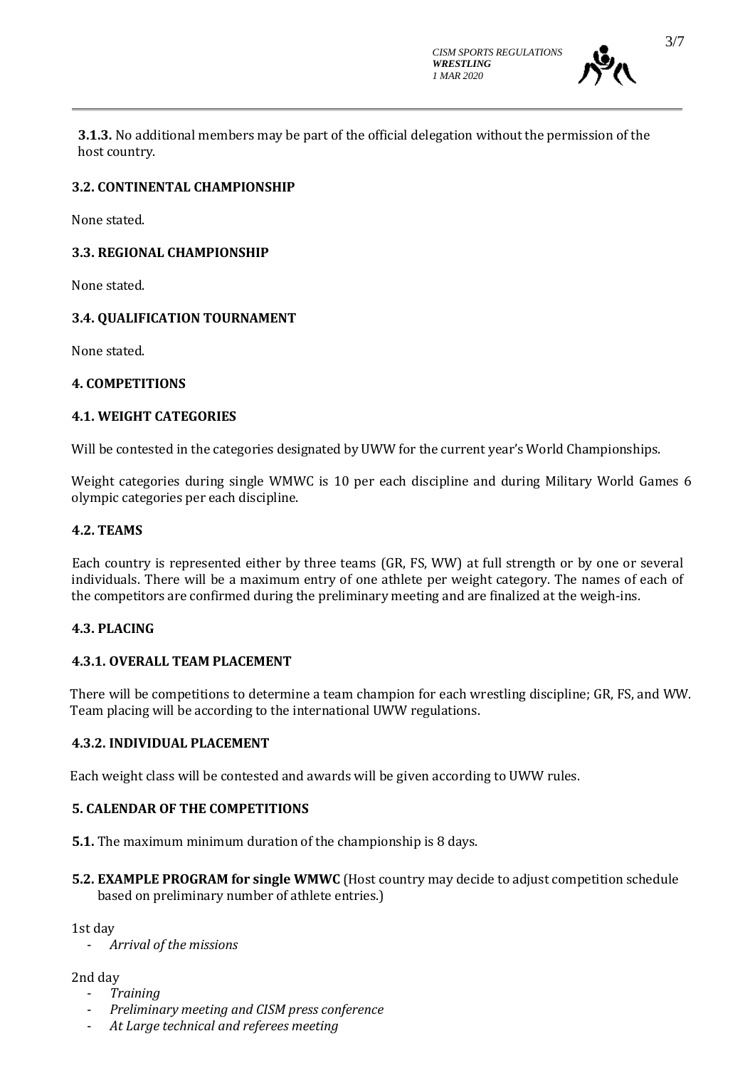**3.1.3.** No additional members may be part of the official delegation without the permission of the host country.

### 3.2. CONTINENTAL CHAMPIONSHIP

None stated.

### 3.3. REGIONAL CHAMPIONSHIP

None stated.

### 3.4. QUALIFICATION TOURNAMENT

None stated.

## 4. COMPETITIONS

### 4.1. WEIGHT CATEGORIES

Will be contested in the categories designated by UWW for the current year's World Championships.

Weight categories during single WMWC is 10 per each discipline and during Military World Games 6 olympic categories per each discipline.

### 4.2. TEAMS

Each country is represented either by three teams (GR, FS, WW) at full strength or by one or several individuals. There will be a maximum entry of one athlete per weight category. The names of each of the competitors are confirmed during the preliminary meeting and are finalized at the weigh-ins.

### 4.3. PLACING

#### 4.3.1. OVERALL TEAM PLACEMENT

There will be competitions to determine a team champion for each wrestling discipline; GR, FS, and WW. Team placing will be according to the international UWW regulations.

#### 4.3.2. INDIVIDUAL PLACEMENT

Each weight class will be contested and awards will be given according to UWW rules.

## 5. CALENDAR OF THE COMPETITIONS

**5.1.** The maximum minimum duration of the championship is 8 days.

**5.2. EXAMPLE PROGRAM for single WMWC** (Host country may decide to adjust competition schedule based on preliminary number of athlete entries.)

1st day

- *Arrival of the missions*

2nd day

- *Training*
- *Preliminary meeting and CISM press conference*
- *At Large technical and referees meeting*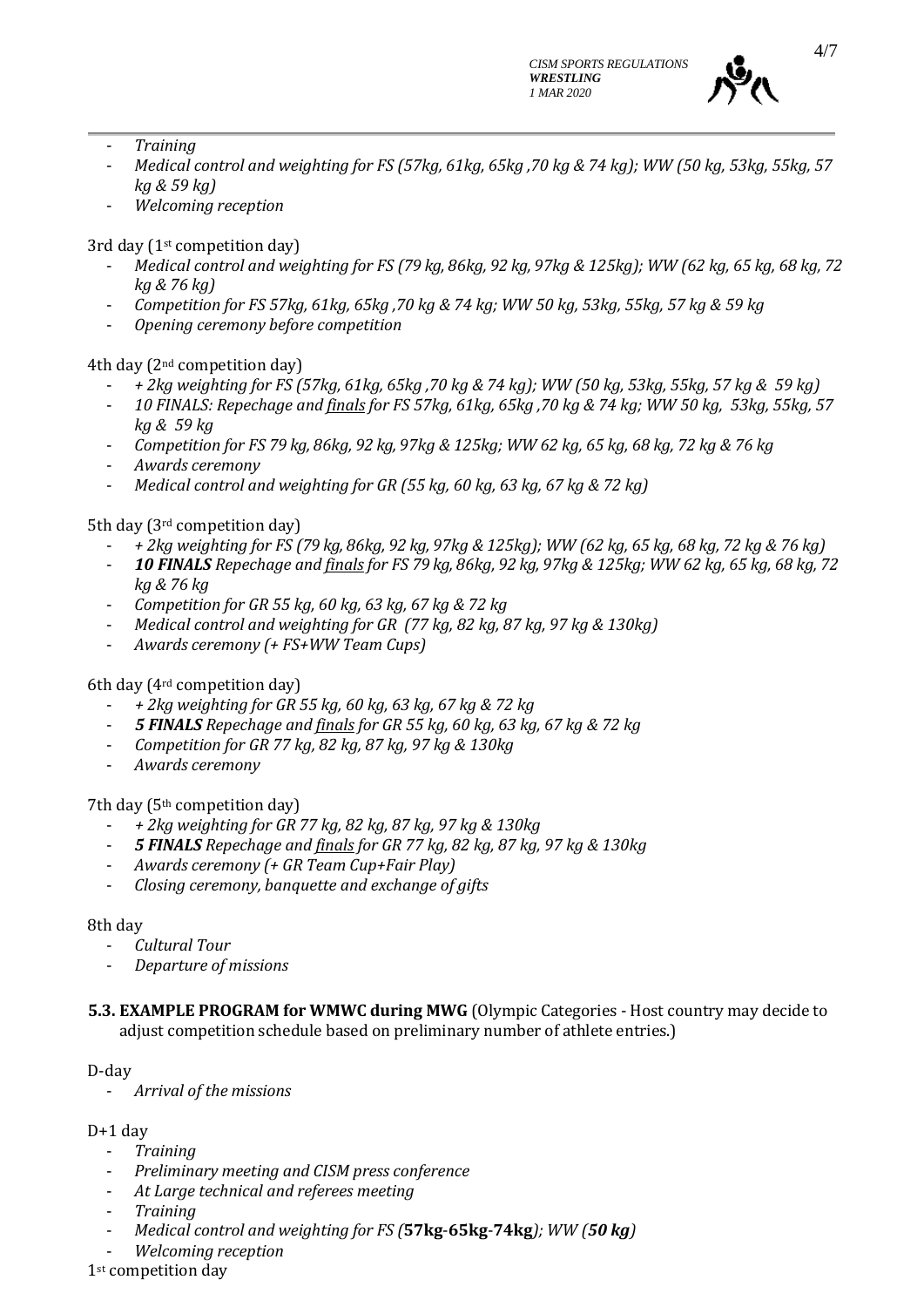- *Training*
- *Medical control and weighting for FS (57kg, 61kg, 65kg ,70 kg & 74 kg); WW (50 kg, 53kg, 55kg, 57 kg & 59 kg)*
- *Welcoming reception*

3rd day (1st competition day)

- *Medical control and weighting for FS (79 kg, 86kg, 92 kg, 97kg & 125kg); WW (62 kg, 65 kg, 68 kg, 72 kg & 76 kg)*
- *Competition for FS 57kg, 61kg, 65kg ,70 kg & 74 kg; WW 50 kg, 53kg, 55kg, 57 kg & 59 kg*
- *Opening ceremony before competition*

4th day (2nd competition day)

- *+ 2kg weighting for FS (57kg, 61kg, 65kg ,70 kg & 74 kg); WW (50 kg, 53kg, 55kg, 57 kg & 59 kg)*
- *10 FINALS: Repechage and <u>finals</u> for FS 57kg, 61kg, 65kg ,70 kg & 74 kg; WW 50 kg, 53kg, 55kg, 57 kg & 59 kg*
- *Competition for FS 79 kg, 86kg, 92 kg, 97kg & 125kg; WW 62 kg, 65 kg, 68 kg, 72 kg & 76 kg*
- *Awards ceremony*
- *Medical control and weighting for GR (55 kg, 60 kg, 63 kg, 67 kg & 72 kg)*

5th day (3rd competition day)

- *+ 2kg weighting for FS (79 kg, 86kg, 92 kg, 97kg & 125kg); WW (62 kg, 65 kg, 68 kg, 72 kg & 76 kg)*
- ***10 FINALS** Repechage and <u>finals</u> for FS 79 kg, 86kg, 92 kg, 97kg & 125kg; WW 62 kg, 65 kg, 68 kg, 72 kg & 76 kg*
- *Competition for GR 55 kg, 60 kg, 63 kg, 67 kg & 72 kg*
- *Medical control and weighting for GR (77 kg, 82 kg, 87 kg, 97 kg & 130kg)*
- *Awards ceremony (+ FS+WW Team Cups)*

6th day (4rd competition day)

- *+ 2kg weighting for GR 55 kg, 60 kg, 63 kg, 67 kg & 72 kg*
- ***5 FINALS** Repechage and <u>finals</u> for GR 55 kg, 60 kg, 63 kg, 67 kg & 72 kg*
- *Competition for GR 77 kg, 82 kg, 87 kg, 97 kg & 130kg*
- *Awards ceremony*

7th day (5th competition day)

- *+ 2kg weighting for GR 77 kg, 82 kg, 87 kg, 97 kg & 130kg*
- ***5 FINALS** Repechage and <u>finals</u> for GR 77 kg, 82 kg, 87 kg, 97 kg & 130kg*
- *Awards ceremony (+ GR Team Cup+Fair Play)*
- *Closing ceremony, banquette and exchange of gifts*

8th day

- *Cultural Tour*
- *Departure of missions*

**5.3. EXAMPLE PROGRAM for WMWC during MWG** (Olympic Categories - Host country may decide to adjust competition schedule based on preliminary number of athlete entries.)

D-day

- *Arrival of the missions*

D+1 day

- *Training*
- *Preliminary meeting and CISM press conference*
- *At Large technical and referees meeting*
- *Training*
- *Medical control and weighting for FS (***57kg-65kg-74kg***); WW (**50 kg**)*
- *Welcoming reception*

1st competition day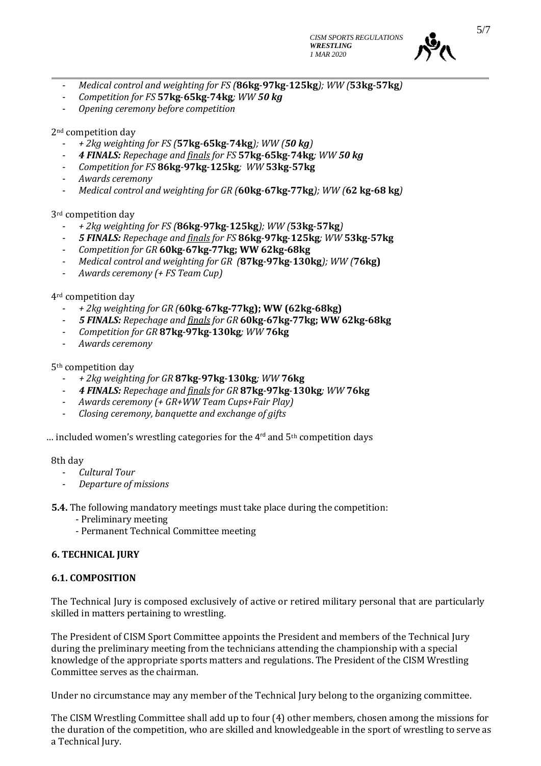- *Medical control and weighting for FS (***86kg-97kg-125kg***); WW (***53kg-57kg***)*
- *Competition for FS* **57kg-65kg-74kg***; WW* ***50 kg***
- *Opening ceremony before competition*

2nd competition day

- *+ 2kg weighting for FS (***57kg-65kg-74kg***); WW (****50 kg****)*
- ***4 FINALS:*** *Repechage and finals for FS* **57kg-65kg-74kg***; WW* ***50 kg***
- *Competition for FS* **86kg-97kg-125kg***; WW* **53kg-57kg**
- *Awards ceremony*
- *Medical control and weighting for GR (***60kg-67kg-77kg***); WW (***62 kg-68 kg***)*

3rd competition day

- *+ 2kg weighting for FS (***86kg-97kg-125kg***); WW (***53kg-57kg***)*
- ***5 FINALS:*** *Repechage and finals for FS* **86kg-97kg-125kg***; WW* **53kg-57kg**
- *Competition for GR* **60kg-67kg-77kg; WW 62kg-68kg**
- *Medical control and weighting for GR (***87kg-97kg-130kg***); WW (***76kg**)
- *Awards ceremony (+ FS Team Cup)*

4rd competition day

- *+ 2kg weighting for GR (***60kg-67kg-77kg**); WW (62kg-68kg)**
- ***5 FINALS:*** *Repechage and finals for GR* **60kg-67kg-77kg; WW 62kg-68kg**
- *Competition for GR* **87kg-97kg-130kg***; WW* **76kg**
- *Awards ceremony*

5th competition day

- *+ 2kg weighting for GR* **87kg-97kg-130kg***; WW* **76kg**
- ***4 FINALS:*** *Repechage and finals for GR* **87kg-97kg-130kg***; WW* **76kg**
- *Awards ceremony (+ GR+WW Team Cups+Fair Play)*
- *Closing ceremony, banquette and exchange of gifts*

… included women's wrestling categories for the 4rd and 5th competition days

8th day

- *Cultural Tour*
- *Departure of missions*

**5.4.** The following mandatory meetings must take place during the competition:
- Preliminary meeting
- Permanent Technical Committee meeting

## 6. TECHNICAL JURY

### 6.1. COMPOSITION

The Technical Jury is composed exclusively of active or retired military personal that are particularly skilled in matters pertaining to wrestling.

The President of CISM Sport Committee appoints the President and members of the Technical Jury during the preliminary meeting from the technicians attending the championship with a special knowledge of the appropriate sports matters and regulations. The President of the CISM Wrestling Committee serves as the chairman.

Under no circumstance may any member of the Technical Jury belong to the organizing committee.

The CISM Wrestling Committee shall add up to four (4) other members, chosen among the missions for the duration of the competition, who are skilled and knowledgeable in the sport of wrestling to serve as a Technical Jury.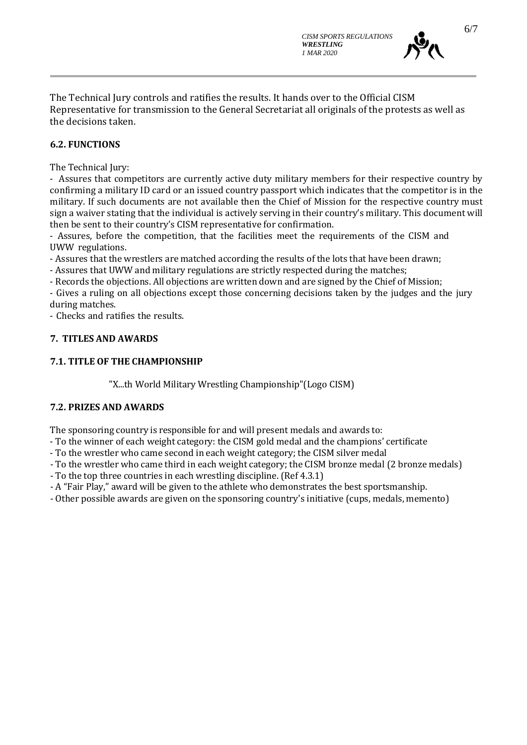The Technical Jury controls and ratifies the results. It hands over to the Official CISM Representative for transmission to the General Secretariat all originals of the protests as well as the decisions taken.

### 6.2. FUNCTIONS

The Technical Jury:

- Assures that competitors are currently active duty military members for their respective country by confirming a military ID card or an issued country passport which indicates that the competitor is in the military. If such documents are not available then the Chief of Mission for the respective country must sign a waiver stating that the individual is actively serving in their country's military. This document will then be sent to their country's CISM representative for confirmation.
- Assures, before the competition, that the facilities meet the requirements of the CISM and UWW regulations.
- Assures that the wrestlers are matched according the results of the lots that have been drawn;
- Assures that UWW and military regulations are strictly respected during the matches;
- Records the objections. All objections are written down and are signed by the Chief of Mission;
- Gives a ruling on all objections except those concerning decisions taken by the judges and the jury during matches.
- Checks and ratifies the results.

## 7. TITLES AND AWARDS

### 7.1. TITLE OF THE CHAMPIONSHIP

"X...th World Military Wrestling Championship"(Logo CISM)

### 7.2. PRIZES AND AWARDS

The sponsoring country is responsible for and will present medals and awards to:

- To the winner of each weight category: the CISM gold medal and the champions' certificate
- To the wrestler who came second in each weight category; the CISM silver medal
- To the wrestler who came third in each weight category; the CISM bronze medal (2 bronze medals)
- To the top three countries in each wrestling discipline. (Ref 4.3.1)
- A "Fair Play," award will be given to the athlete who demonstrates the best sportsmanship.
- Other possible awards are given on the sponsoring country's initiative (cups, medals, memento)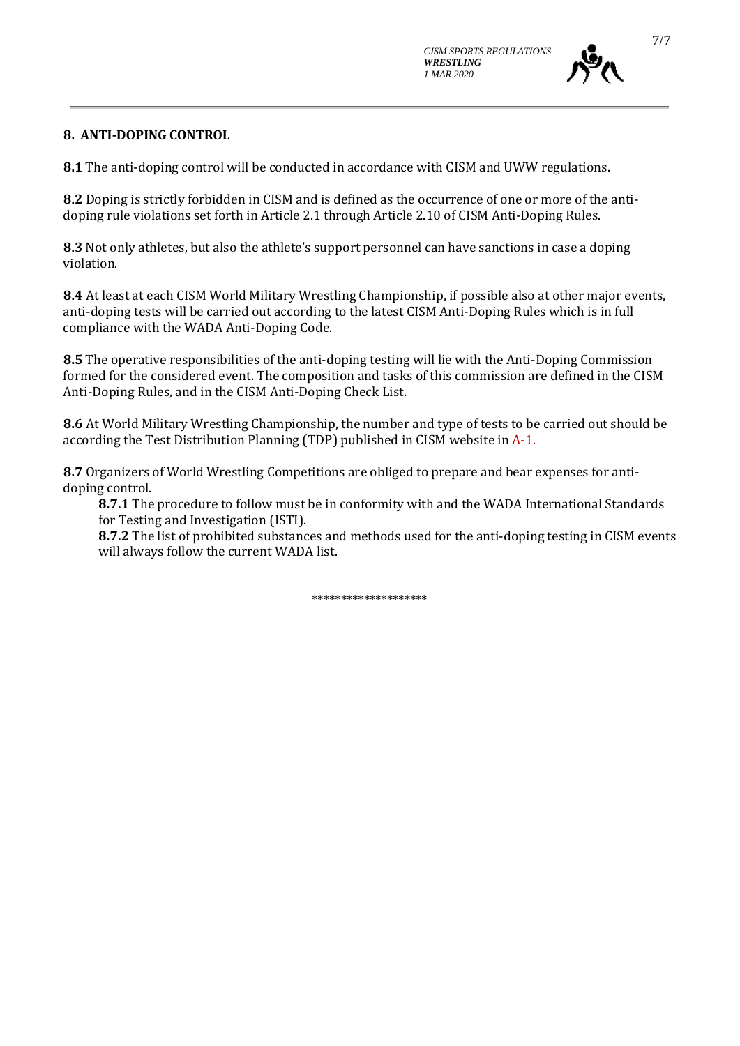## 8. ANTI-DOPING CONTROL

**8.1** The anti-doping control will be conducted in accordance with CISM and UWW regulations.

**8.2** Doping is strictly forbidden in CISM and is defined as the occurrence of one or more of the anti-doping rule violations set forth in Article 2.1 through Article 2.10 of CISM Anti-Doping Rules.

**8.3** Not only athletes, but also the athlete's support personnel can have sanctions in case a doping violation.

**8.4** At least at each CISM World Military Wrestling Championship, if possible also at other major events, anti-doping tests will be carried out according to the latest CISM Anti-Doping Rules which is in full compliance with the WADA Anti-Doping Code.

**8.5** The operative responsibilities of the anti-doping testing will lie with the Anti-Doping Commission formed for the considered event. The composition and tasks of this commission are defined in the CISM Anti-Doping Rules, and in the CISM Anti-Doping Check List.

**8.6** At World Military Wrestling Championship, the number and type of tests to be carried out should be according the Test Distribution Planning (TDP) published in CISM website in A-1.

**8.7** Organizers of World Wrestling Competitions are obliged to prepare and bear expenses for anti-doping control.

**8.7.1** The procedure to follow must be in conformity with and the WADA International Standards for Testing and Investigation (ISTI).

**8.7.2** The list of prohibited substances and methods used for the anti-doping testing in CISM events will always follow the current WADA list.

********************